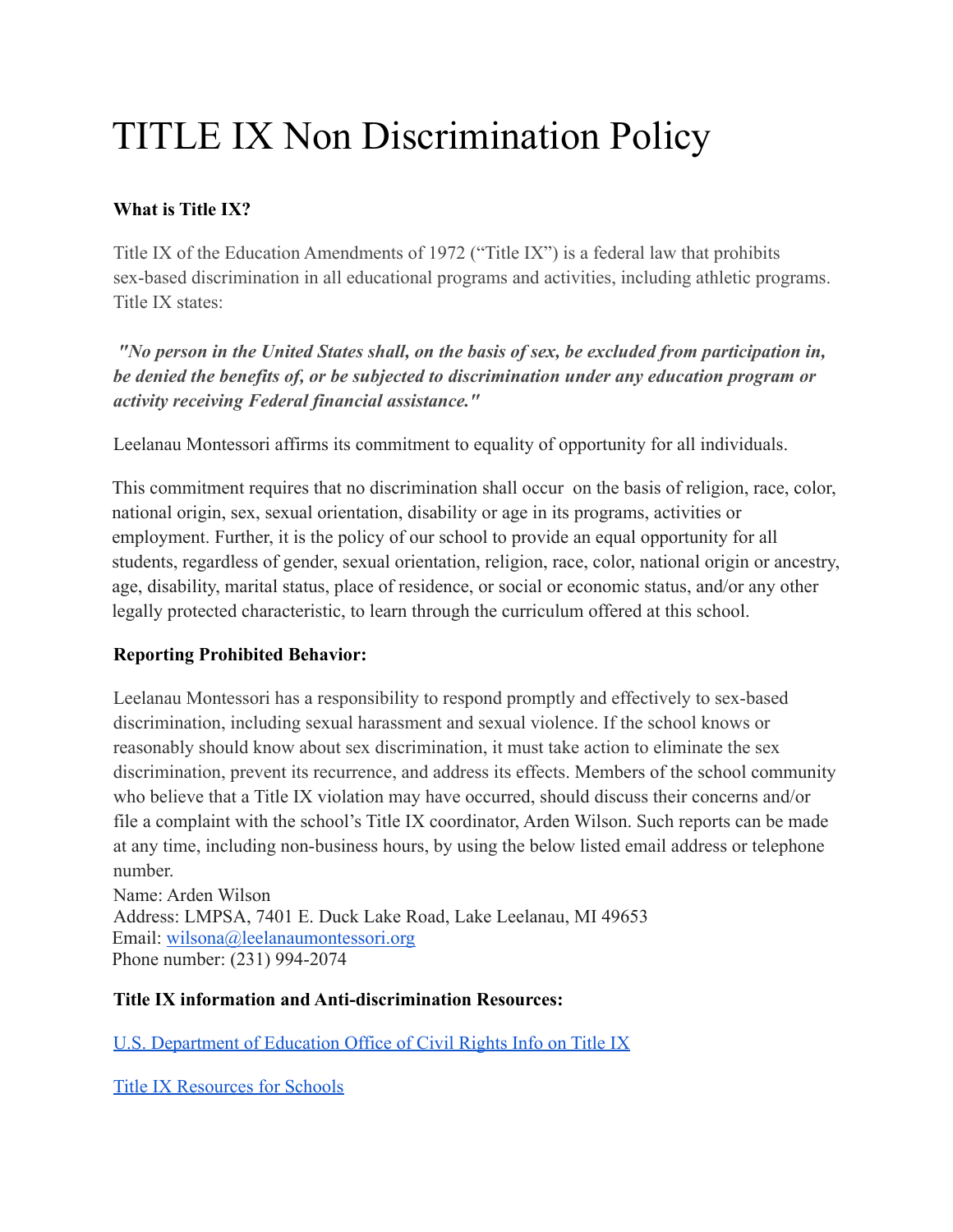# TITLE IX Non Discrimination Policy

**What is Title IX?**

Title IX of the Education Amendments of 1972 ("Title IX") is a federal law that prohibits sex-based discrimination in all educational programs and activities, including athletic programs. Title IX states:

***"No person in the United States shall, on the basis of sex, be excluded from participation in, be denied the benefits of, or be subjected to discrimination under any education program or activity receiving Federal financial assistance."***

Leelanau Montessori affirms its commitment to equality of opportunity for all individuals.

This commitment requires that no discrimination shall occur on the basis of religion, race, color, national origin, sex, sexual orientation, disability or age in its programs, activities or employment. Further, it is the policy of our school to provide an equal opportunity for all students, regardless of gender, sexual orientation, religion, race, color, national origin or ancestry, age, disability, marital status, place of residence, or social or economic status, and/or any other legally protected characteristic, to learn through the curriculum offered at this school.

**Reporting Prohibited Behavior:**

Leelanau Montessori has a responsibility to respond promptly and effectively to sex-based discrimination, including sexual harassment and sexual violence. If the school knows or reasonably should know about sex discrimination, it must take action to eliminate the sex discrimination, prevent its recurrence, and address its effects. Members of the school community who believe that a Title IX violation may have occurred, should discuss their concerns and/or file a complaint with the school's Title IX coordinator, Arden Wilson. Such reports can be made at any time, including non-business hours, by using the below listed email address or telephone number.

Name: Arden Wilson
Address: LMPSA, 7401 E. Duck Lake Road, Lake Leelanau, MI 49653
Email: wilsona@leelanaumontessori.org
Phone number: (231) 994-2074

**Title IX information and Anti-discrimination Resources:**

U.S. Department of Education Office of Civil Rights Info on Title IX

Title IX Resources for Schools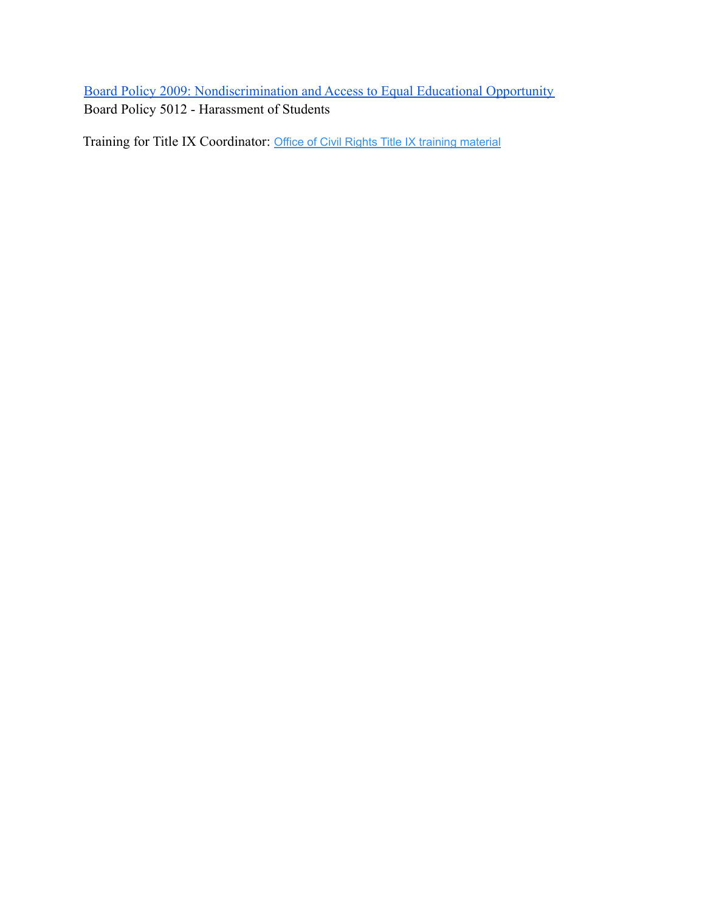[Board Policy 2009: Nondiscrimination and Access to Equal Educational Opportunity]
Board Policy 5012 - Harassment of Students

Training for Title IX Coordinator: [Office of Civil Rights Title IX training material]